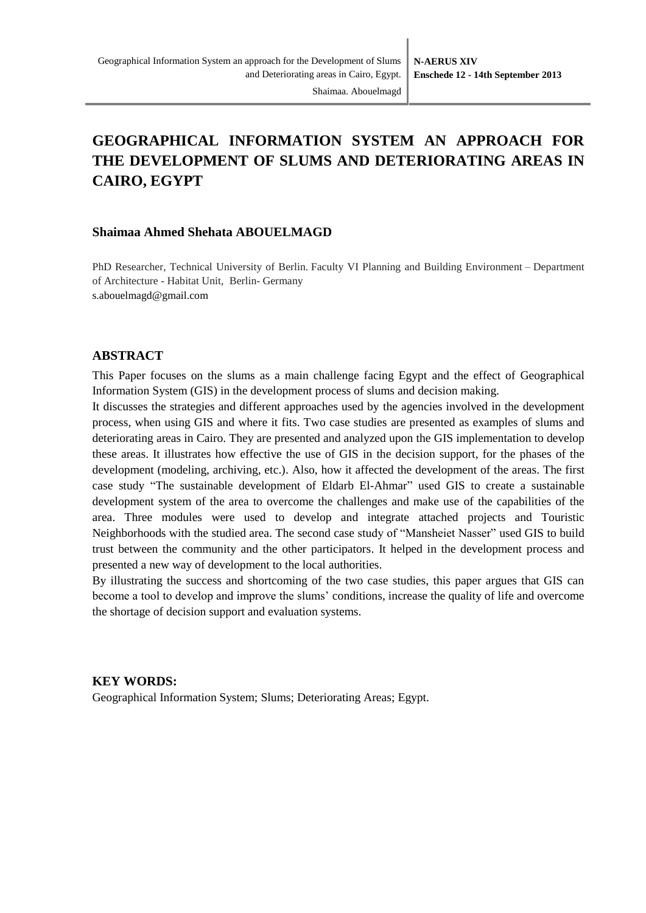# GEOGRAPHICAL INFORMATION SYSTEM AN APPROACH FOR THE DEVELOPMENT OF SLUMS AND DETERIORATING AREAS IN CAIRO, EGYPT

**Shaimaa Ahmed Shehata ABOUELMAGD**

PhD Researcher, Technical University of Berlin. Faculty VI Planning and Building Environment – Department of Architecture - Habitat Unit, Berlin- Germany
s.abouelmagd@gmail.com

## ABSTRACT

This Paper focuses on the slums as a main challenge facing Egypt and the effect of Geographical Information System (GIS) in the development process of slums and decision making.

It discusses the strategies and different approaches used by the agencies involved in the development process, when using GIS and where it fits. Two case studies are presented as examples of slums and deteriorating areas in Cairo. They are presented and analyzed upon the GIS implementation to develop these areas. It illustrates how effective the use of GIS in the decision support, for the phases of the development (modeling, archiving, etc.). Also, how it affected the development of the areas. The first case study "The sustainable development of Eldarb El-Ahmar" used GIS to create a sustainable development system of the area to overcome the challenges and make use of the capabilities of the area. Three modules were used to develop and integrate attached projects and Touristic Neighborhoods with the studied area. The second case study of "Mansheiet Nasser" used GIS to build trust between the community and the other participators. It helped in the development process and presented a new way of development to the local authorities.

By illustrating the success and shortcoming of the two case studies, this paper argues that GIS can become a tool to develop and improve the slums' conditions, increase the quality of life and overcome the shortage of decision support and evaluation systems.

**KEY WORDS:**

Geographical Information System; Slums; Deteriorating Areas; Egypt.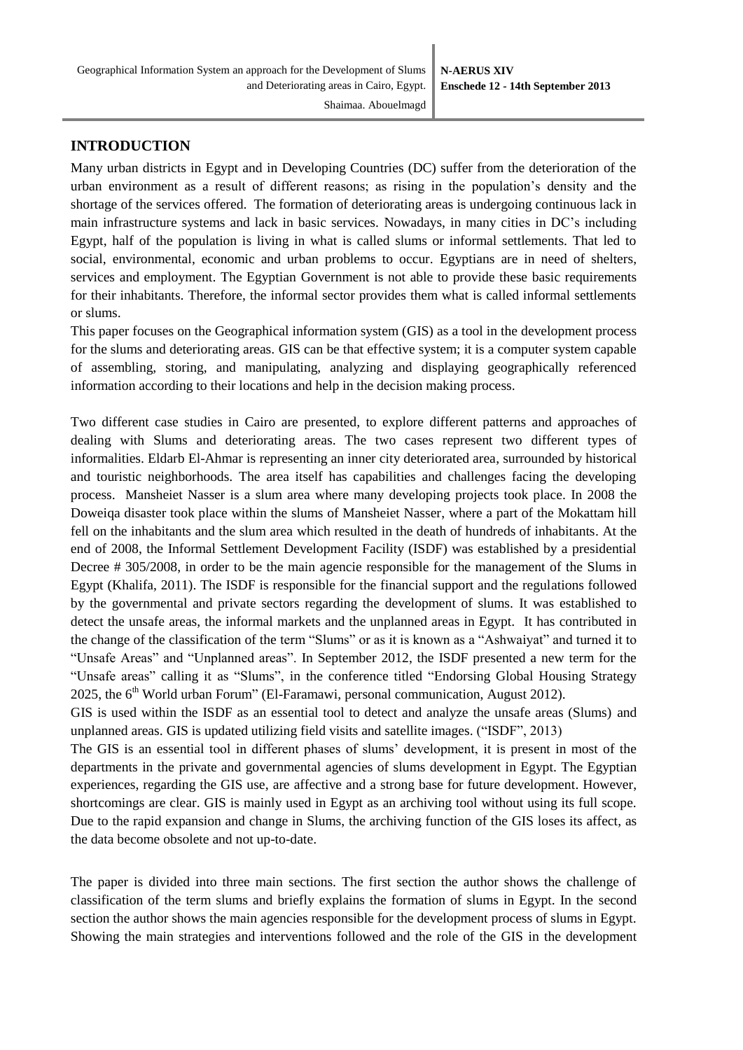## INTRODUCTION

Many urban districts in Egypt and in Developing Countries (DC) suffer from the deterioration of the urban environment as a result of different reasons; as rising in the population's density and the shortage of the services offered. The formation of deteriorating areas is undergoing continuous lack in main infrastructure systems and lack in basic services. Nowadays, in many cities in DC's including Egypt, half of the population is living in what is called slums or informal settlements. That led to social, environmental, economic and urban problems to occur. Egyptians are in need of shelters, services and employment. The Egyptian Government is not able to provide these basic requirements for their inhabitants. Therefore, the informal sector provides them what is called informal settlements or slums.

This paper focuses on the Geographical information system (GIS) as a tool in the development process for the slums and deteriorating areas. GIS can be that effective system; it is a computer system capable of assembling, storing, and manipulating, analyzing and displaying geographically referenced information according to their locations and help in the decision making process.

Two different case studies in Cairo are presented, to explore different patterns and approaches of dealing with Slums and deteriorating areas. The two cases represent two different types of informalities. Eldarb El-Ahmar is representing an inner city deteriorated area, surrounded by historical and touristic neighborhoods. The area itself has capabilities and challenges facing the developing process. Mansheiet Nasser is a slum area where many developing projects took place. In 2008 the Doweiqa disaster took place within the slums of Mansheiet Nasser, where a part of the Mokattam hill fell on the inhabitants and the slum area which resulted in the death of hundreds of inhabitants. At the end of 2008, the Informal Settlement Development Facility (ISDF) was established by a presidential Decree # 305/2008, in order to be the main agencie responsible for the management of the Slums in Egypt (Khalifa, 2011). The ISDF is responsible for the financial support and the regulations followed by the governmental and private sectors regarding the development of slums. It was established to detect the unsafe areas, the informal markets and the unplanned areas in Egypt. It has contributed in the change of the classification of the term "Slums" or as it is known as a "Ashwaiyat" and turned it to "Unsafe Areas" and "Unplanned areas". In September 2012, the ISDF presented a new term for the "Unsafe areas" calling it as "Slums", in the conference titled "Endorsing Global Housing Strategy 2025, the 6th World urban Forum" (El-Faramawi, personal communication, August 2012).

GIS is used within the ISDF as an essential tool to detect and analyze the unsafe areas (Slums) and unplanned areas. GIS is updated utilizing field visits and satellite images. ("ISDF", 2013)

The GIS is an essential tool in different phases of slums' development, it is present in most of the departments in the private and governmental agencies of slums development in Egypt. The Egyptian experiences, regarding the GIS use, are affective and a strong base for future development. However, shortcomings are clear. GIS is mainly used in Egypt as an archiving tool without using its full scope. Due to the rapid expansion and change in Slums, the archiving function of the GIS loses its affect, as the data become obsolete and not up-to-date.

The paper is divided into three main sections. The first section the author shows the challenge of classification of the term slums and briefly explains the formation of slums in Egypt. In the second section the author shows the main agencies responsible for the development process of slums in Egypt. Showing the main strategies and interventions followed and the role of the GIS in the development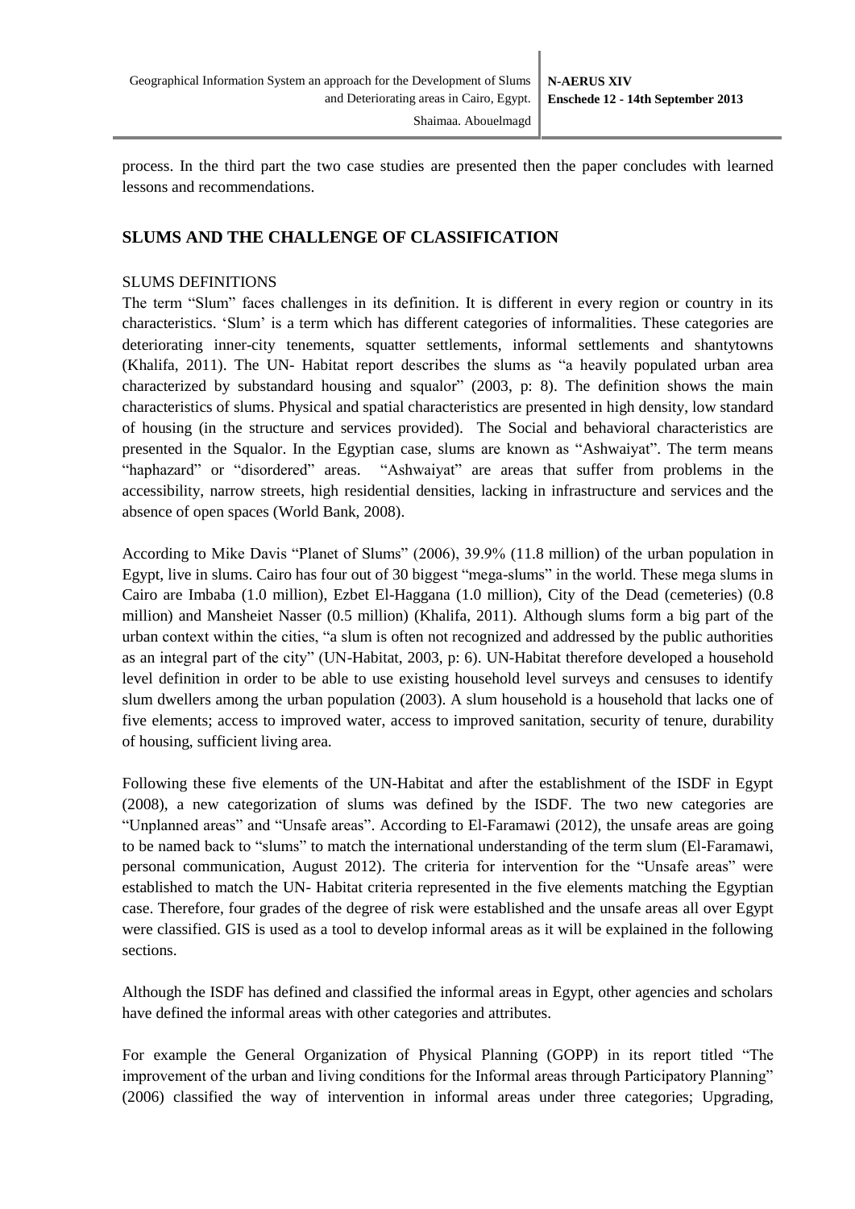process. In the third part the two case studies are presented then the paper concludes with learned lessons and recommendations.

## SLUMS AND THE CHALLENGE OF CLASSIFICATION

### SLUMS DEFINITIONS

The term "Slum" faces challenges in its definition. It is different in every region or country in its characteristics. 'Slum' is a term which has different categories of informalities. These categories are deteriorating inner-city tenements, squatter settlements, informal settlements and shantytowns (Khalifa, 2011). The UN- Habitat report describes the slums as "a heavily populated urban area characterized by substandard housing and squalor" (2003, p: 8). The definition shows the main characteristics of slums. Physical and spatial characteristics are presented in high density, low standard of housing (in the structure and services provided). The Social and behavioral characteristics are presented in the Squalor. In the Egyptian case, slums are known as "Ashwaiyat". The term means "haphazard" or "disordered" areas. "Ashwaiyat" are areas that suffer from problems in the accessibility, narrow streets, high residential densities, lacking in infrastructure and services and the absence of open spaces (World Bank, 2008).

According to Mike Davis "Planet of Slums" (2006), 39.9% (11.8 million) of the urban population in Egypt, live in slums. Cairo has four out of 30 biggest "mega-slums" in the world. These mega slums in Cairo are Imbaba (1.0 million), Ezbet El-Haggana (1.0 million), City of the Dead (cemeteries) (0.8 million) and Mansheiet Nasser (0.5 million) (Khalifa, 2011). Although slums form a big part of the urban context within the cities, "a slum is often not recognized and addressed by the public authorities as an integral part of the city" (UN-Habitat, 2003, p: 6). UN-Habitat therefore developed a household level definition in order to be able to use existing household level surveys and censuses to identify slum dwellers among the urban population (2003). A slum household is a household that lacks one of five elements; access to improved water, access to improved sanitation, security of tenure, durability of housing, sufficient living area.

Following these five elements of the UN-Habitat and after the establishment of the ISDF in Egypt (2008), a new categorization of slums was defined by the ISDF. The two new categories are "Unplanned areas" and "Unsafe areas". According to El-Faramawi (2012), the unsafe areas are going to be named back to "slums" to match the international understanding of the term slum (El-Faramawi, personal communication, August 2012). The criteria for intervention for the "Unsafe areas" were established to match the UN- Habitat criteria represented in the five elements matching the Egyptian case. Therefore, four grades of the degree of risk were established and the unsafe areas all over Egypt were classified. GIS is used as a tool to develop informal areas as it will be explained in the following sections.

Although the ISDF has defined and classified the informal areas in Egypt, other agencies and scholars have defined the informal areas with other categories and attributes.

For example the General Organization of Physical Planning (GOPP) in its report titled "The improvement of the urban and living conditions for the Informal areas through Participatory Planning" (2006) classified the way of intervention in informal areas under three categories; Upgrading,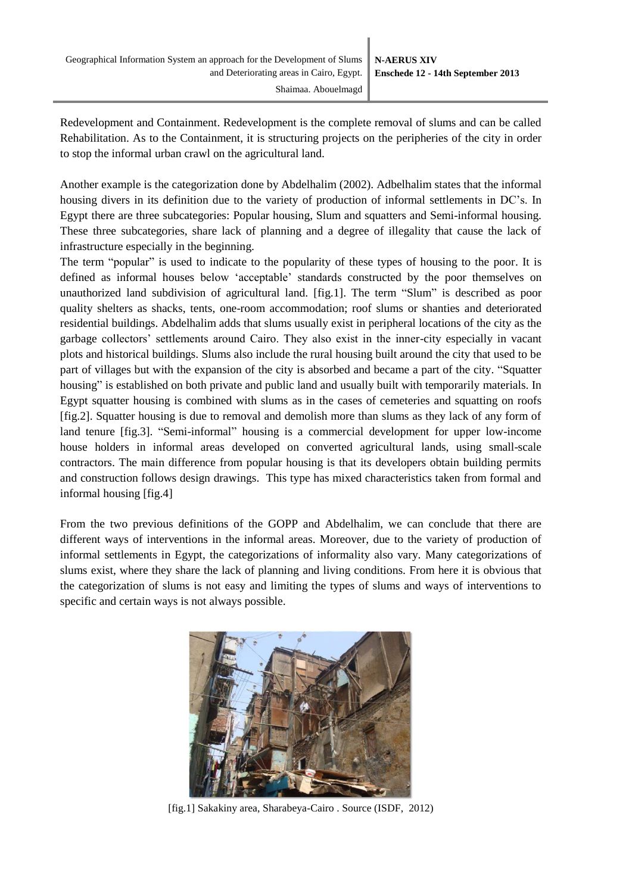Redevelopment and Containment. Redevelopment is the complete removal of slums and can be called Rehabilitation. As to the Containment, it is structuring projects on the peripheries of the city in order to stop the informal urban crawl on the agricultural land.

Another example is the categorization done by Abdelhalim (2002). Adbelhalim states that the informal housing divers in its definition due to the variety of production of informal settlements in DC's. In Egypt there are three subcategories: Popular housing, Slum and squatters and Semi-informal housing. These three subcategories, share lack of planning and a degree of illegality that cause the lack of infrastructure especially in the beginning.

The term "popular" is used to indicate to the popularity of these types of housing to the poor. It is defined as informal houses below 'acceptable' standards constructed by the poor themselves on unauthorized land subdivision of agricultural land. [fig.1]. The term "Slum" is described as poor quality shelters as shacks, tents, one-room accommodation; roof slums or shanties and deteriorated residential buildings. Abdelhalim adds that slums usually exist in peripheral locations of the city as the garbage collectors' settlements around Cairo. They also exist in the inner-city especially in vacant plots and historical buildings. Slums also include the rural housing built around the city that used to be part of villages but with the expansion of the city is absorbed and became a part of the city. "Squatter housing" is established on both private and public land and usually built with temporarily materials. In Egypt squatter housing is combined with slums as in the cases of cemeteries and squatting on roofs [fig.2]. Squatter housing is due to removal and demolish more than slums as they lack of any form of land tenure [fig.3]. "Semi-informal" housing is a commercial development for upper low-income house holders in informal areas developed on converted agricultural lands, using small-scale contractors. The main difference from popular housing is that its developers obtain building permits and construction follows design drawings. This type has mixed characteristics taken from formal and informal housing [fig.4]

From the two previous definitions of the GOPP and Abdelhalim, we can conclude that there are different ways of interventions in the informal areas. Moreover, due to the variety of production of informal settlements in Egypt, the categorizations of informality also vary. Many categorizations of slums exist, where they share the lack of planning and living conditions. From here it is obvious that the categorization of slums is not easy and limiting the types of slums and ways of interventions to specific and certain ways is not always possible.

[fig.1] Sakakiny area, Sharabeya-Cairo . Source (ISDF, 2012)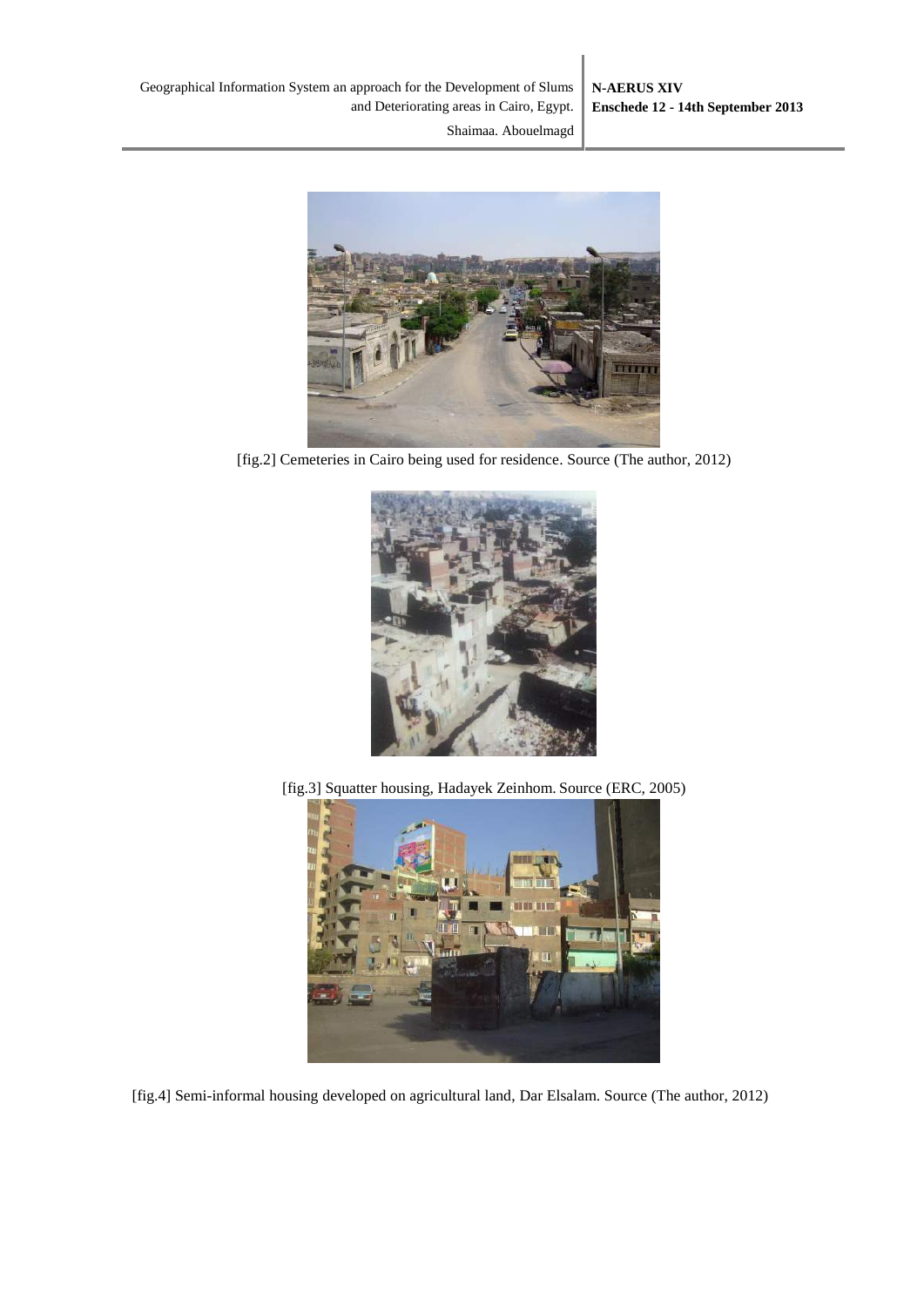[fig.2] Cemeteries in Cairo being used for residence. Source (The author, 2012)

[fig.3] Squatter housing, Hadayek Zeinhom. Source (ERC, 2005)

[fig.4] Semi-informal housing developed on agricultural land, Dar Elsalam. Source (The author, 2012)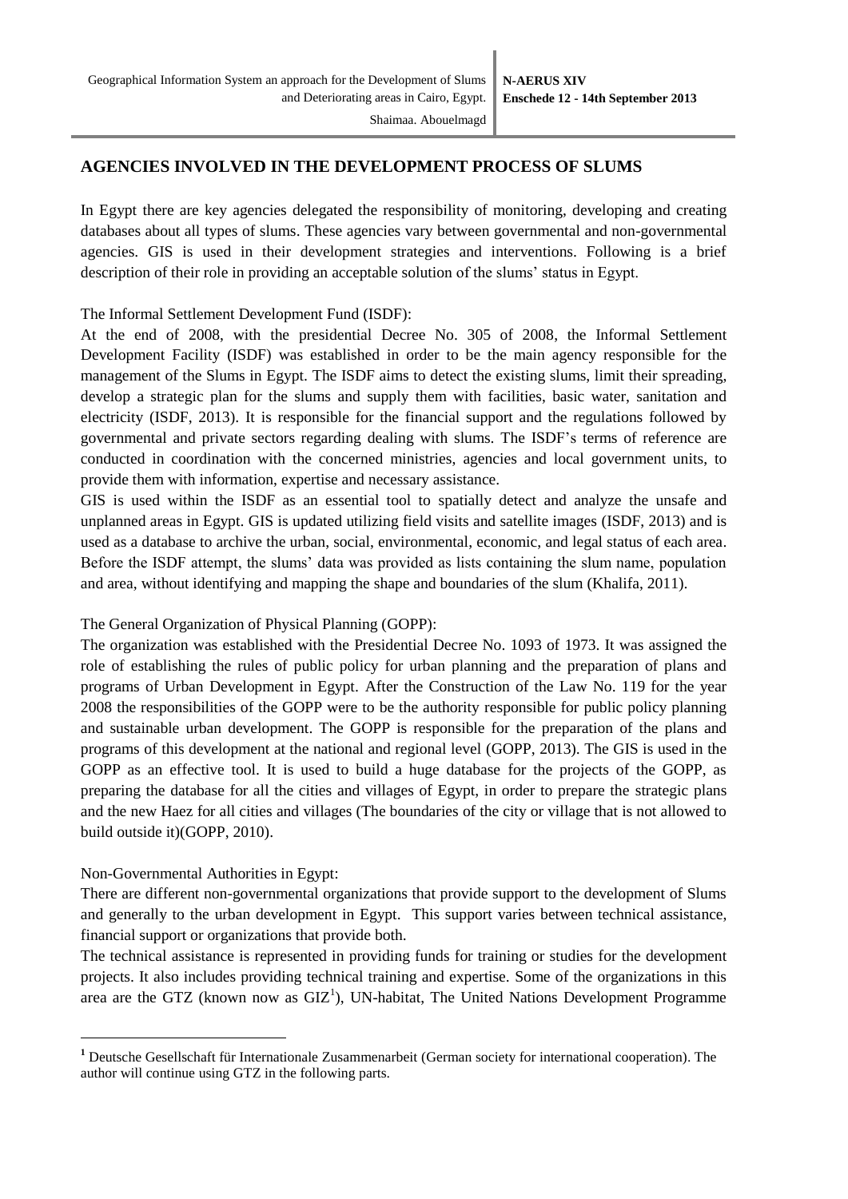## AGENCIES INVOLVED IN THE DEVELOPMENT PROCESS OF SLUMS

In Egypt there are key agencies delegated the responsibility of monitoring, developing and creating databases about all types of slums. These agencies vary between governmental and non-governmental agencies. GIS is used in their development strategies and interventions. Following is a brief description of their role in providing an acceptable solution of the slums' status in Egypt.

The Informal Settlement Development Fund (ISDF):

At the end of 2008, with the presidential Decree No. 305 of 2008, the Informal Settlement Development Facility (ISDF) was established in order to be the main agency responsible for the management of the Slums in Egypt. The ISDF aims to detect the existing slums, limit their spreading, develop a strategic plan for the slums and supply them with facilities, basic water, sanitation and electricity (ISDF, 2013). It is responsible for the financial support and the regulations followed by governmental and private sectors regarding dealing with slums. The ISDF's terms of reference are conducted in coordination with the concerned ministries, agencies and local government units, to provide them with information, expertise and necessary assistance.

GIS is used within the ISDF as an essential tool to spatially detect and analyze the unsafe and unplanned areas in Egypt. GIS is updated utilizing field visits and satellite images (ISDF, 2013) and is used as a database to archive the urban, social, environmental, economic, and legal status of each area. Before the ISDF attempt, the slums' data was provided as lists containing the slum name, population and area, without identifying and mapping the shape and boundaries of the slum (Khalifa, 2011).

The General Organization of Physical Planning (GOPP):

The organization was established with the Presidential Decree No. 1093 of 1973. It was assigned the role of establishing the rules of public policy for urban planning and the preparation of plans and programs of Urban Development in Egypt. After the Construction of the Law No. 119 for the year 2008 the responsibilities of the GOPP were to be the authority responsible for public policy planning and sustainable urban development. The GOPP is responsible for the preparation of the plans and programs of this development at the national and regional level (GOPP, 2013). The GIS is used in the GOPP as an effective tool. It is used to build a huge database for the projects of the GOPP, as preparing the database for all the cities and villages of Egypt, in order to prepare the strategic plans and the new Haez for all cities and villages (The boundaries of the city or village that is not allowed to build outside it)(GOPP, 2010).

Non-Governmental Authorities in Egypt:

There are different non-governmental organizations that provide support to the development of Slums and generally to the urban development in Egypt. This support varies between technical assistance, financial support or organizations that provide both.

The technical assistance is represented in providing funds for training or studies for the development projects. It also includes providing technical training and expertise. Some of the organizations in this area are the GTZ (known now as GIZ[1]), UN-habitat, The United Nations Development Programme

[1] Deutsche Gesellschaft für Internationale Zusammenarbeit (German society for international cooperation). The author will continue using GTZ in the following parts.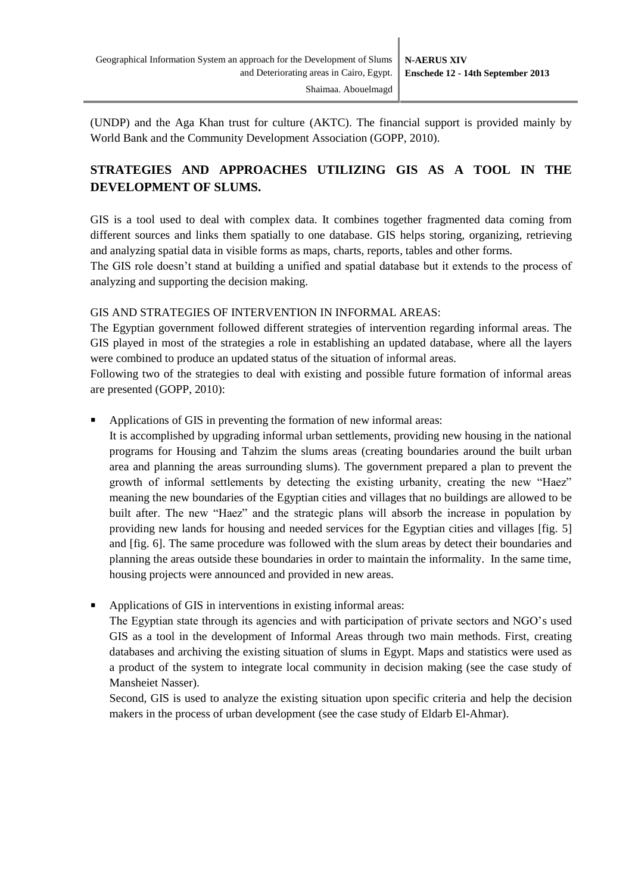(UNDP) and the Aga Khan trust for culture (AKTC). The financial support is provided mainly by World Bank and the Community Development Association (GOPP, 2010).

## STRATEGIES AND APPROACHES UTILIZING GIS AS A TOOL IN THE DEVELOPMENT OF SLUMS.

GIS is a tool used to deal with complex data. It combines together fragmented data coming from different sources and links them spatially to one database. GIS helps storing, organizing, retrieving and analyzing spatial data in visible forms as maps, charts, reports, tables and other forms.
The GIS role doesn't stand at building a unified and spatial database but it extends to the process of analyzing and supporting the decision making.

### GIS AND STRATEGIES OF INTERVENTION IN INFORMAL AREAS:

The Egyptian government followed different strategies of intervention regarding informal areas. The GIS played in most of the strategies a role in establishing an updated database, where all the layers were combined to produce an updated status of the situation of informal areas.
Following two of the strategies to deal with existing and possible future formation of informal areas are presented (GOPP, 2010):

- Applications of GIS in preventing the formation of new informal areas:
  It is accomplished by upgrading informal urban settlements, providing new housing in the national programs for Housing and Tahzim the slums areas (creating boundaries around the built urban area and planning the areas surrounding slums). The government prepared a plan to prevent the growth of informal settlements by detecting the existing urbanity, creating the new "Haez" meaning the new boundaries of the Egyptian cities and villages that no buildings are allowed to be built after. The new "Haez" and the strategic plans will absorb the increase in population by providing new lands for housing and needed services for the Egyptian cities and villages [fig. 5] and [fig. 6]. The same procedure was followed with the slum areas by detect their boundaries and planning the areas outside these boundaries in order to maintain the informality. In the same time, housing projects were announced and provided in new areas.

- Applications of GIS in interventions in existing informal areas:
  The Egyptian state through its agencies and with participation of private sectors and NGO's used GIS as a tool in the development of Informal Areas through two main methods. First, creating databases and archiving the existing situation of slums in Egypt. Maps and statistics were used as a product of the system to integrate local community in decision making (see the case study of Mansheiet Nasser).
  Second, GIS is used to analyze the existing situation upon specific criteria and help the decision makers in the process of urban development (see the case study of Eldarb El-Ahmar).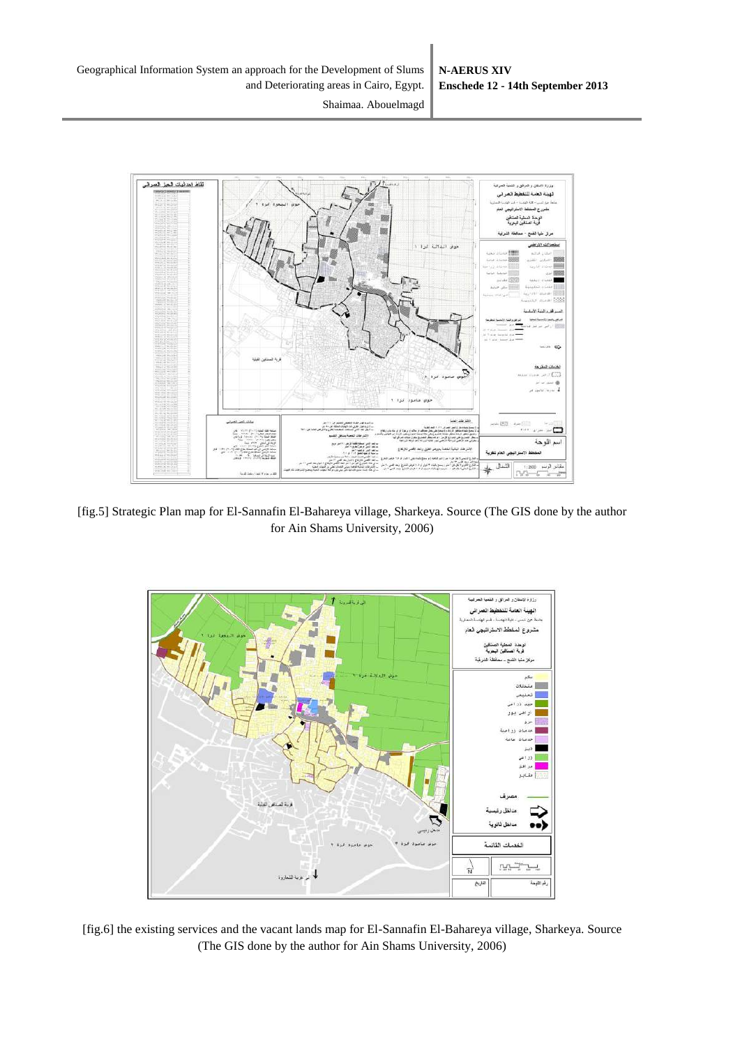[fig.5] Strategic Plan map for El-Sannafin El-Bahareya village, Sharkeya. Source (The GIS done by the author for Ain Shams University, 2006)

[fig.6] the existing services and the vacant lands map for El-Sannafin El-Bahareya village, Sharkeya. Source (The GIS done by the author for Ain Shams University, 2006)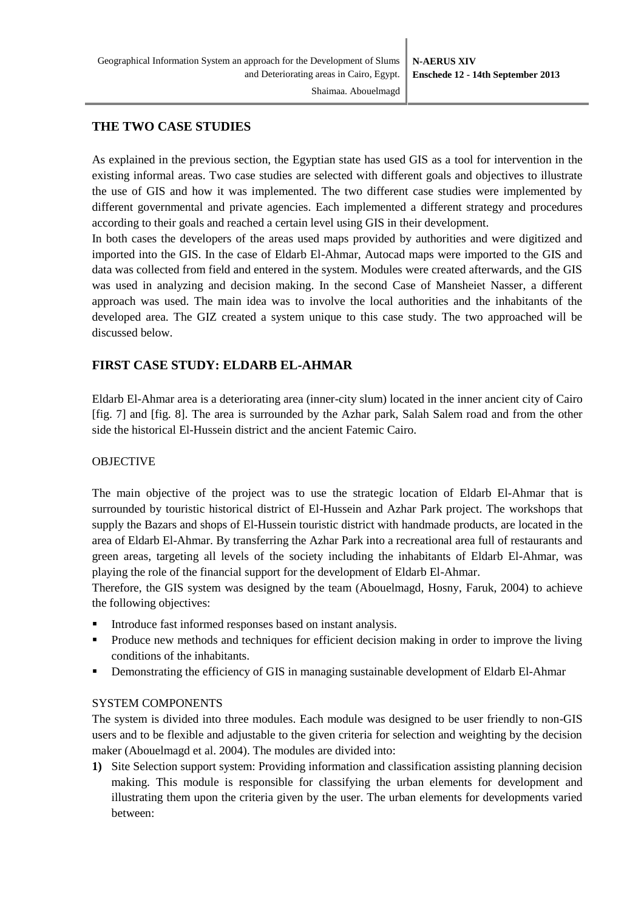## THE TWO CASE STUDIES

As explained in the previous section, the Egyptian state has used GIS as a tool for intervention in the existing informal areas. Two case studies are selected with different goals and objectives to illustrate the use of GIS and how it was implemented. The two different case studies were implemented by different governmental and private agencies. Each implemented a different strategy and procedures according to their goals and reached a certain level using GIS in their development.

In both cases the developers of the areas used maps provided by authorities and were digitized and imported into the GIS. In the case of Eldarb El-Ahmar, Autocad maps were imported to the GIS and data was collected from field and entered in the system. Modules were created afterwards, and the GIS was used in analyzing and decision making. In the second Case of Mansheiet Nasser, a different approach was used. The main idea was to involve the local authorities and the inhabitants of the developed area. The GIZ created a system unique to this case study. The two approached will be discussed below.

## FIRST CASE STUDY: ELDARB EL-AHMAR

Eldarb El-Ahmar area is a deteriorating area (inner-city slum) located in the inner ancient city of Cairo [fig. 7] and [fig. 8]. The area is surrounded by the Azhar park, Salah Salem road and from the other side the historical El-Hussein district and the ancient Fatemic Cairo.

### OBJECTIVE

The main objective of the project was to use the strategic location of Eldarb El-Ahmar that is surrounded by touristic historical district of El-Hussein and Azhar Park project. The workshops that supply the Bazars and shops of El-Hussein touristic district with handmade products, are located in the area of Eldarb El-Ahmar. By transferring the Azhar Park into a recreational area full of restaurants and green areas, targeting all levels of the society including the inhabitants of Eldarb El-Ahmar, was playing the role of the financial support for the development of Eldarb El-Ahmar.

Therefore, the GIS system was designed by the team (Abouelmagd, Hosny, Faruk, 2004) to achieve the following objectives:

- Introduce fast informed responses based on instant analysis.
- Produce new methods and techniques for efficient decision making in order to improve the living conditions of the inhabitants.
- Demonstrating the efficiency of GIS in managing sustainable development of Eldarb El-Ahmar

### SYSTEM COMPONENTS

The system is divided into three modules. Each module was designed to be user friendly to non-GIS users and to be flexible and adjustable to the given criteria for selection and weighting by the decision maker (Abouelmagd et al. 2004). The modules are divided into:

1) Site Selection support system: Providing information and classification assisting planning decision making. This module is responsible for classifying the urban elements for development and illustrating them upon the criteria given by the user. The urban elements for developments varied between: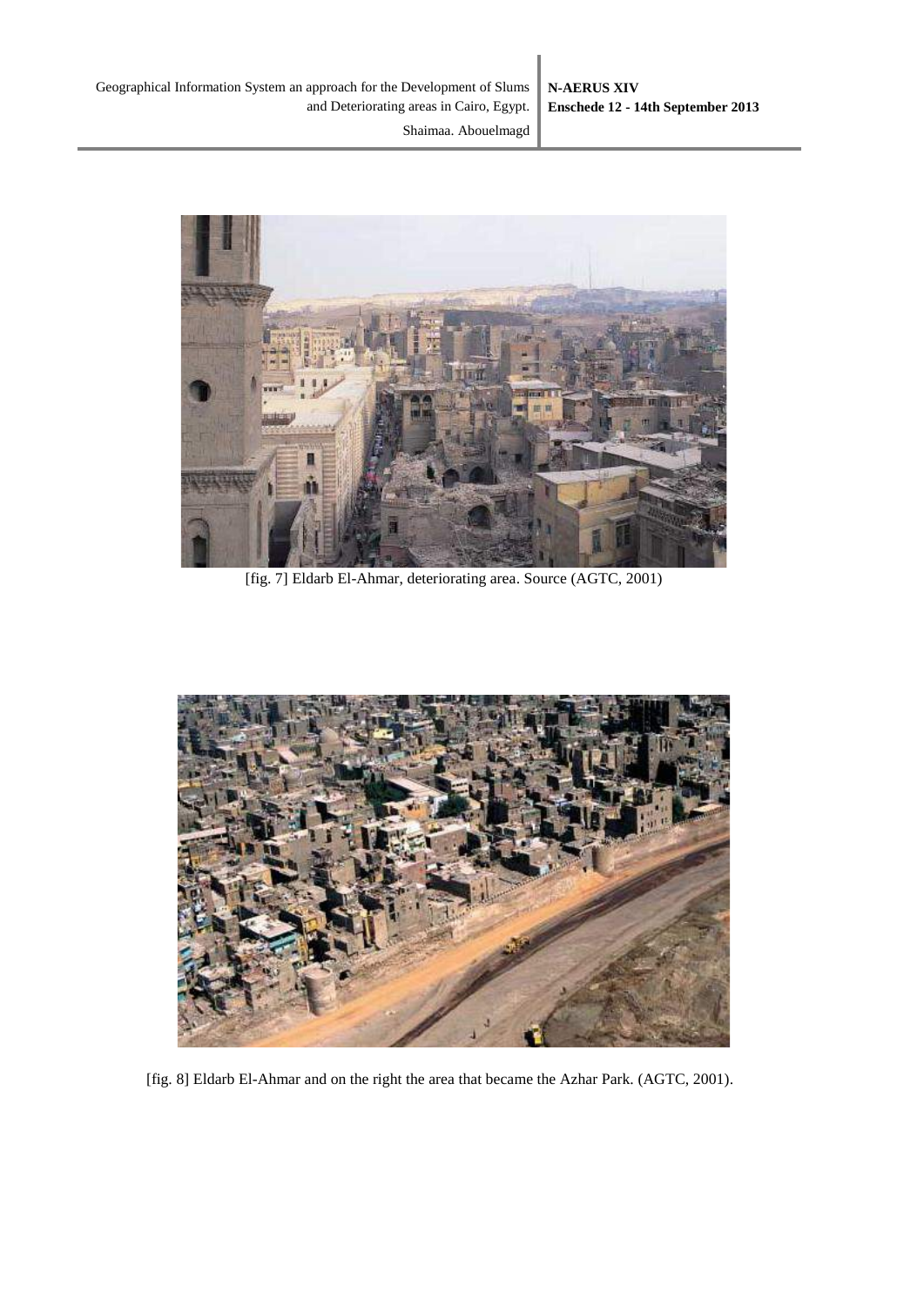[fig. 7] Eldarb El-Ahmar, deteriorating area. Source (AGTC, 2001)

[fig. 8] Eldarb El-Ahmar and on the right the area that became the Azhar Park. (AGTC, 2001).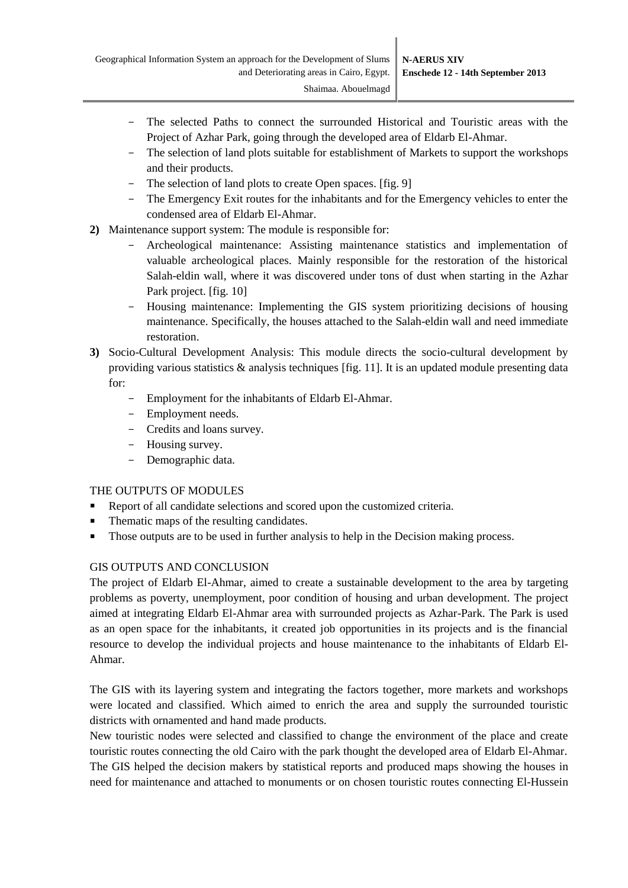- The selected Paths to connect the surrounded Historical and Touristic areas with the Project of Azhar Park, going through the developed area of Eldarb El-Ahmar.
- The selection of land plots suitable for establishment of Markets to support the workshops and their products.
- The selection of land plots to create Open spaces. [fig. 9]
- The Emergency Exit routes for the inhabitants and for the Emergency vehicles to enter the condensed area of Eldarb El-Ahmar.

**2)** Maintenance support system: The module is responsible for:

- Archeological maintenance: Assisting maintenance statistics and implementation of valuable archeological places. Mainly responsible for the restoration of the historical Salah-eldin wall, where it was discovered under tons of dust when starting in the Azhar Park project. [fig. 10]
- Housing maintenance: Implementing the GIS system prioritizing decisions of housing maintenance. Specifically, the houses attached to the Salah-eldin wall and need immediate restoration.

**3)** Socio-Cultural Development Analysis: This module directs the socio-cultural development by providing various statistics & analysis techniques [fig. 11]. It is an updated module presenting data for:

- Employment for the inhabitants of Eldarb El-Ahmar.
- Employment needs.
- Credits and loans survey.
- Housing survey.
- Demographic data.

## THE OUTPUTS OF MODULES

- Report of all candidate selections and scored upon the customized criteria.
- Thematic maps of the resulting candidates.
- Those outputs are to be used in further analysis to help in the Decision making process.

## GIS OUTPUTS AND CONCLUSION

The project of Eldarb El-Ahmar, aimed to create a sustainable development to the area by targeting problems as poverty, unemployment, poor condition of housing and urban development. The project aimed at integrating Eldarb El-Ahmar area with surrounded projects as Azhar-Park. The Park is used as an open space for the inhabitants, it created job opportunities in its projects and is the financial resource to develop the individual projects and house maintenance to the inhabitants of Eldarb El-Ahmar.

The GIS with its layering system and integrating the factors together, more markets and workshops were located and classified. Which aimed to enrich the area and supply the surrounded touristic districts with ornamented and hand made products.

New touristic nodes were selected and classified to change the environment of the place and create touristic routes connecting the old Cairo with the park thought the developed area of Eldarb El-Ahmar. The GIS helped the decision makers by statistical reports and produced maps showing the houses in need for maintenance and attached to monuments or on chosen touristic routes connecting El-Hussein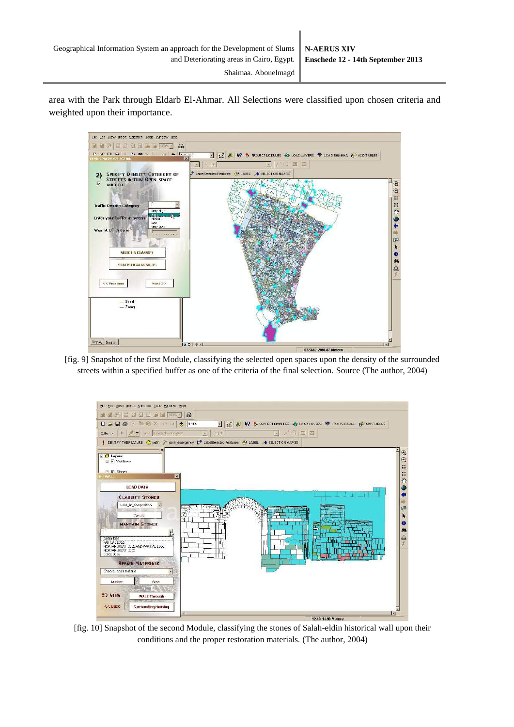area with the Park through Eldarb El-Ahmar. All Selections were classified upon chosen criteria and weighted upon their importance.

[fig. 9] Snapshot of the first Module, classifying the selected open spaces upon the density of the surrounded streets within a specified buffer as one of the criteria of the final selection. Source (The author, 2004)

[fig. 10] Snapshot of the second Module, classifying the stones of Salah-eldin historical wall upon their conditions and the proper restoration materials. (The author, 2004)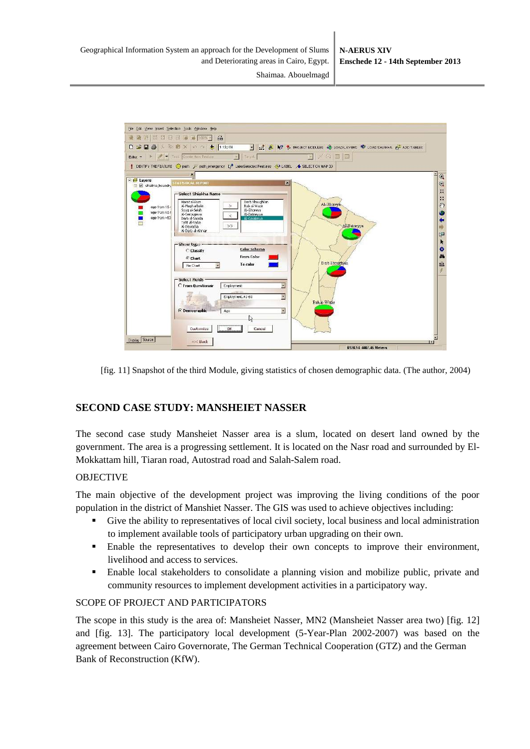[fig. 11] Snapshot of the third Module, giving statistics of chosen demographic data. (The author, 2004)

## SECOND CASE STUDY: MANSHEIET NASSER

The second case study Mansheiet Nasser area is a slum, located on desert land owned by the government. The area is a progressing settlement. It is located on the Nasr road and surrounded by El-Mokkattam hill, Tiaran road, Autostrad road and Salah-Salem road.

### OBJECTIVE

The main objective of the development project was improving the living conditions of the poor population in the district of Manshiet Nasser. The GIS was used to achieve objectives including:

- Give the ability to representatives of local civil society, local business and local administration to implement available tools of participatory urban upgrading on their own.
- Enable the representatives to develop their own concepts to improve their environment, livelihood and access to services.
- Enable local stakeholders to consolidate a planning vision and mobilize public, private and community resources to implement development activities in a participatory way.

### SCOPE OF PROJECT AND PARTICIPATORS

The scope in this study is the area of: Mansheiet Nasser, MN2 (Mansheiet Nasser area two) [fig. 12] and [fig. 13]. The participatory local development (5-Year-Plan 2002-2007) was based on the agreement between Cairo Governorate, The German Technical Cooperation (GTZ) and the German Bank of Reconstruction (KfW).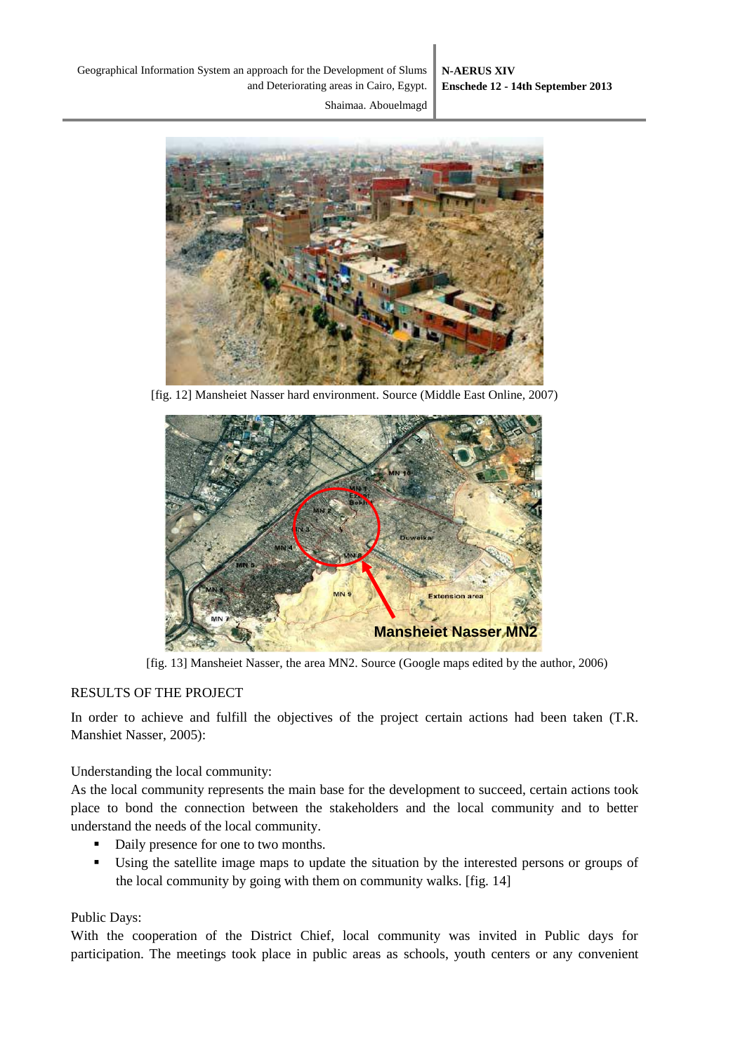[fig. 12] Mansheiet Nasser hard environment. Source (Middle East Online, 2007)

[fig. 13] Mansheiet Nasser, the area MN2. Source (Google maps edited by the author, 2006)

RESULTS OF THE PROJECT

In order to achieve and fulfill the objectives of the project certain actions had been taken (T.R. Manshiet Nasser, 2005):

Understanding the local community:

As the local community represents the main base for the development to succeed, certain actions took place to bond the connection between the stakeholders and the local community and to better understand the needs of the local community.

- Daily presence for one to two months.
- Using the satellite image maps to update the situation by the interested persons or groups of the local community by going with them on community walks. [fig. 14]

Public Days:

With the cooperation of the District Chief, local community was invited in Public days for participation. The meetings took place in public areas as schools, youth centers or any convenient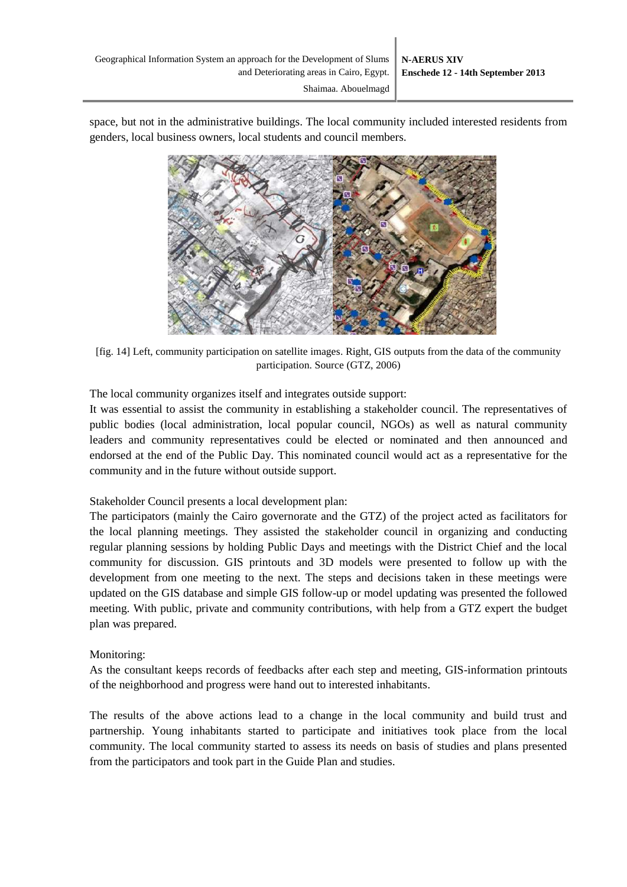space, but not in the administrative buildings. The local community included interested residents from genders, local business owners, local students and council members.

[fig. 14] Left, community participation on satellite images. Right, GIS outputs from the data of the community participation. Source (GTZ, 2006)

The local community organizes itself and integrates outside support:

It was essential to assist the community in establishing a stakeholder council. The representatives of public bodies (local administration, local popular council, NGOs) as well as natural community leaders and community representatives could be elected or nominated and then announced and endorsed at the end of the Public Day. This nominated council would act as a representative for the community and in the future without outside support.

Stakeholder Council presents a local development plan:

The participators (mainly the Cairo governorate and the GTZ) of the project acted as facilitators for the local planning meetings. They assisted the stakeholder council in organizing and conducting regular planning sessions by holding Public Days and meetings with the District Chief and the local community for discussion. GIS printouts and 3D models were presented to follow up with the development from one meeting to the next. The steps and decisions taken in these meetings were updated on the GIS database and simple GIS follow-up or model updating was presented the followed meeting. With public, private and community contributions, with help from a GTZ expert the budget plan was prepared.

Monitoring:

As the consultant keeps records of feedbacks after each step and meeting, GIS-information printouts of the neighborhood and progress were hand out to interested inhabitants.

The results of the above actions lead to a change in the local community and build trust and partnership. Young inhabitants started to participate and initiatives took place from the local community. The local community started to assess its needs on basis of studies and plans presented from the participators and took part in the Guide Plan and studies.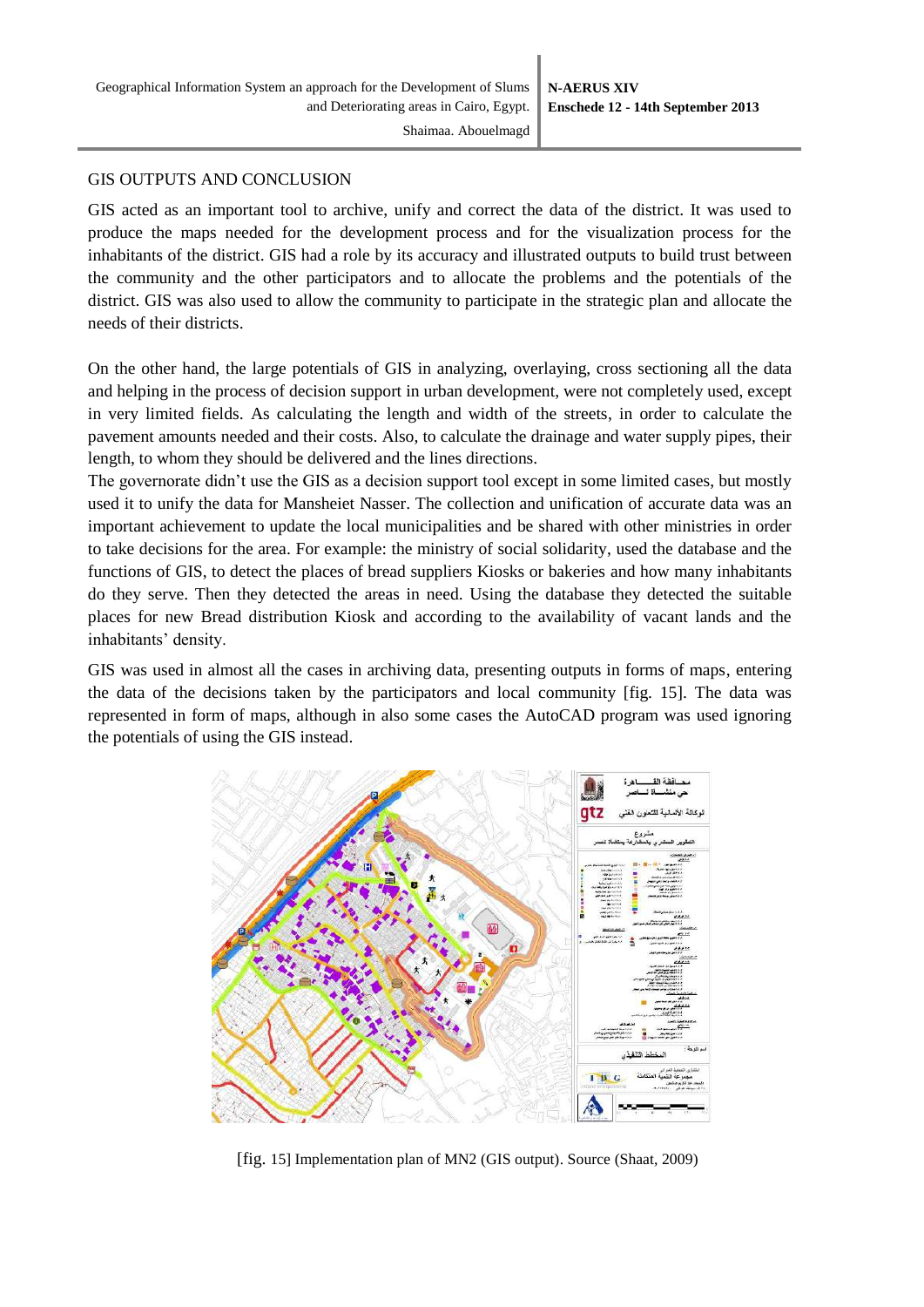## GIS OUTPUTS AND CONCLUSION

GIS acted as an important tool to archive, unify and correct the data of the district. It was used to produce the maps needed for the development process and for the visualization process for the inhabitants of the district. GIS had a role by its accuracy and illustrated outputs to build trust between the community and the other participators and to allocate the problems and the potentials of the district. GIS was also used to allow the community to participate in the strategic plan and allocate the needs of their districts.

On the other hand, the large potentials of GIS in analyzing, overlaying, cross sectioning all the data and helping in the process of decision support in urban development, were not completely used, except in very limited fields. As calculating the length and width of the streets, in order to calculate the pavement amounts needed and their costs. Also, to calculate the drainage and water supply pipes, their length, to whom they should be delivered and the lines directions.

The governorate didn't use the GIS as a decision support tool except in some limited cases, but mostly used it to unify the data for Mansheiet Nasser. The collection and unification of accurate data was an important achievement to update the local municipalities and be shared with other ministries in order to take decisions for the area. For example: the ministry of social solidarity, used the database and the functions of GIS, to detect the places of bread suppliers Kiosks or bakeries and how many inhabitants do they serve. Then they detected the areas in need. Using the database they detected the suitable places for new Bread distribution Kiosk and according to the availability of vacant lands and the inhabitants' density.

GIS was used in almost all the cases in archiving data, presenting outputs in forms of maps, entering the data of the decisions taken by the participators and local community [fig. 15]. The data was represented in form of maps, although in also some cases the AutoCAD program was used ignoring the potentials of using the GIS instead.

[fig. 15] Implementation plan of MN2 (GIS output). Source (Shaat, 2009)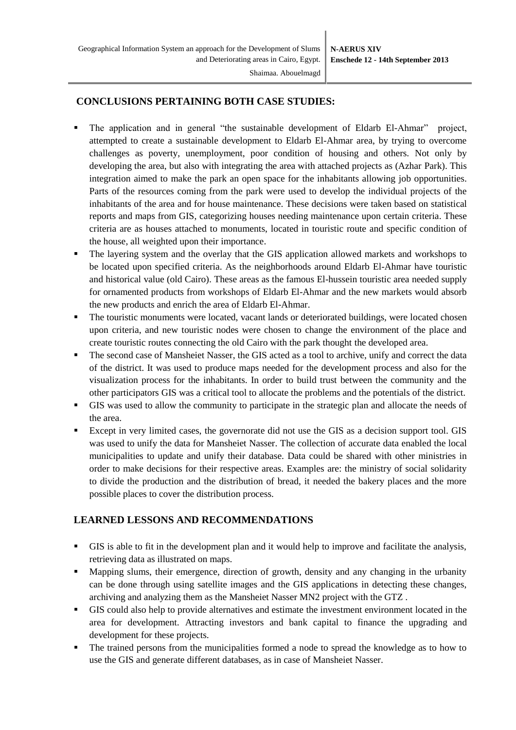## CONCLUSIONS PERTAINING BOTH CASE STUDIES:

- The application and in general "the sustainable development of Eldarb El-Ahmar" project, attempted to create a sustainable development to Eldarb El-Ahmar area, by trying to overcome challenges as poverty, unemployment, poor condition of housing and others. Not only by developing the area, but also with integrating the area with attached projects as (Azhar Park). This integration aimed to make the park an open space for the inhabitants allowing job opportunities. Parts of the resources coming from the park were used to develop the individual projects of the inhabitants of the area and for house maintenance. These decisions were taken based on statistical reports and maps from GIS, categorizing houses needing maintenance upon certain criteria. These criteria are as houses attached to monuments, located in touristic route and specific condition of the house, all weighted upon their importance.
- The layering system and the overlay that the GIS application allowed markets and workshops to be located upon specified criteria. As the neighborhoods around Eldarb El-Ahmar have touristic and historical value (old Cairo). These areas as the famous El-hussein touristic area needed supply for ornamented products from workshops of Eldarb El-Ahmar and the new markets would absorb the new products and enrich the area of Eldarb El-Ahmar.
- The touristic monuments were located, vacant lands or deteriorated buildings, were located chosen upon criteria, and new touristic nodes were chosen to change the environment of the place and create touristic routes connecting the old Cairo with the park thought the developed area.
- The second case of Mansheiet Nasser, the GIS acted as a tool to archive, unify and correct the data of the district. It was used to produce maps needed for the development process and also for the visualization process for the inhabitants. In order to build trust between the community and the other participators GIS was a critical tool to allocate the problems and the potentials of the district.
- GIS was used to allow the community to participate in the strategic plan and allocate the needs of the area.
- Except in very limited cases, the governorate did not use the GIS as a decision support tool. GIS was used to unify the data for Mansheiet Nasser. The collection of accurate data enabled the local municipalities to update and unify their database. Data could be shared with other ministries in order to make decisions for their respective areas. Examples are: the ministry of social solidarity to divide the production and the distribution of bread, it needed the bakery places and the more possible places to cover the distribution process.

## LEARNED LESSONS AND RECOMMENDATIONS

- GIS is able to fit in the development plan and it would help to improve and facilitate the analysis, retrieving data as illustrated on maps.
- Mapping slums, their emergence, direction of growth, density and any changing in the urbanity can be done through using satellite images and the GIS applications in detecting these changes, archiving and analyzing them as the Mansheiet Nasser MN2 project with the GTZ .
- GIS could also help to provide alternatives and estimate the investment environment located in the area for development. Attracting investors and bank capital to finance the upgrading and development for these projects.
- The trained persons from the municipalities formed a node to spread the knowledge as to how to use the GIS and generate different databases, as in case of Mansheiet Nasser.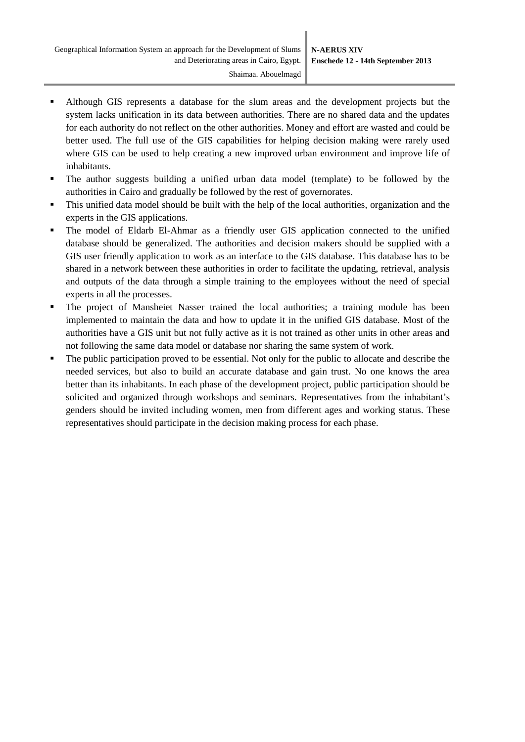- Although GIS represents a database for the slum areas and the development projects but the system lacks unification in its data between authorities. There are no shared data and the updates for each authority do not reflect on the other authorities. Money and effort are wasted and could be better used. The full use of the GIS capabilities for helping decision making were rarely used where GIS can be used to help creating a new improved urban environment and improve life of inhabitants.
- The author suggests building a unified urban data model (template) to be followed by the authorities in Cairo and gradually be followed by the rest of governorates.
- This unified data model should be built with the help of the local authorities, organization and the experts in the GIS applications.
- The model of Eldarb El-Ahmar as a friendly user GIS application connected to the unified database should be generalized. The authorities and decision makers should be supplied with a GIS user friendly application to work as an interface to the GIS database. This database has to be shared in a network between these authorities in order to facilitate the updating, retrieval, analysis and outputs of the data through a simple training to the employees without the need of special experts in all the processes.
- The project of Mansheiet Nasser trained the local authorities; a training module has been implemented to maintain the data and how to update it in the unified GIS database. Most of the authorities have a GIS unit but not fully active as it is not trained as other units in other areas and not following the same data model or database nor sharing the same system of work.
- The public participation proved to be essential. Not only for the public to allocate and describe the needed services, but also to build an accurate database and gain trust. No one knows the area better than its inhabitants. In each phase of the development project, public participation should be solicited and organized through workshops and seminars. Representatives from the inhabitant's genders should be invited including women, men from different ages and working status. These representatives should participate in the decision making process for each phase.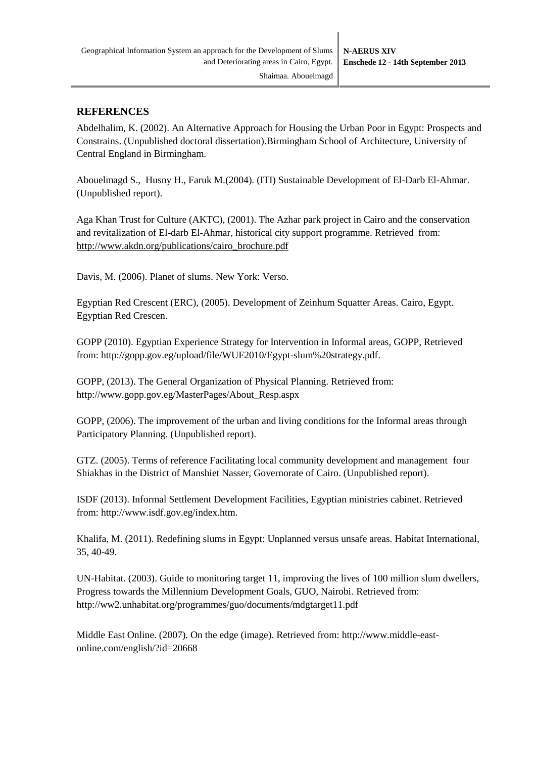## REFERENCES

Abdelhalim, K. (2002). An Alternative Approach for Housing the Urban Poor in Egypt: Prospects and Constrains. (Unpublished doctoral dissertation).Birmingham School of Architecture, University of Central England in Birmingham.

Abouelmagd S., Husny H., Faruk M.(2004). (ITI) Sustainable Development of El-Darb El-Ahmar. (Unpublished report).

Aga Khan Trust for Culture (AKTC), (2001). The Azhar park project in Cairo and the conservation and revitalization of El-darb El-Ahmar, historical city support programme. Retrieved from: http://www.akdn.org/publications/cairo_brochure.pdf

Davis, M. (2006). Planet of slums. New York: Verso.

Egyptian Red Crescent (ERC), (2005). Development of Zeinhum Squatter Areas. Cairo, Egypt. Egyptian Red Crescen.

GOPP (2010). Egyptian Experience Strategy for Intervention in Informal areas, GOPP, Retrieved from: http://gopp.gov.eg/upload/file/WUF2010/Egypt-slum%20strategy.pdf.

GOPP, (2013). The General Organization of Physical Planning. Retrieved from: http://www.gopp.gov.eg/MasterPages/About_Resp.aspx

GOPP, (2006). The improvement of the urban and living conditions for the Informal areas through Participatory Planning. (Unpublished report).

GTZ. (2005). Terms of reference Facilitating local community development and management four Shiakhas in the District of Manshiet Nasser, Governorate of Cairo. (Unpublished report).

ISDF (2013). Informal Settlement Development Facilities, Egyptian ministries cabinet. Retrieved from: http://www.isdf.gov.eg/index.htm.

Khalifa, M. (2011). Redefining slums in Egypt: Unplanned versus unsafe areas. Habitat International, 35, 40-49.

UN-Habitat. (2003). Guide to monitoring target 11, improving the lives of 100 million slum dwellers, Progress towards the Millennium Development Goals, GUO, Nairobi. Retrieved from: http://ww2.unhabitat.org/programmes/guo/documents/mdgtarget11.pdf

Middle East Online. (2007). On the edge (image). Retrieved from: http://www.middle-east-online.com/english/?id=20668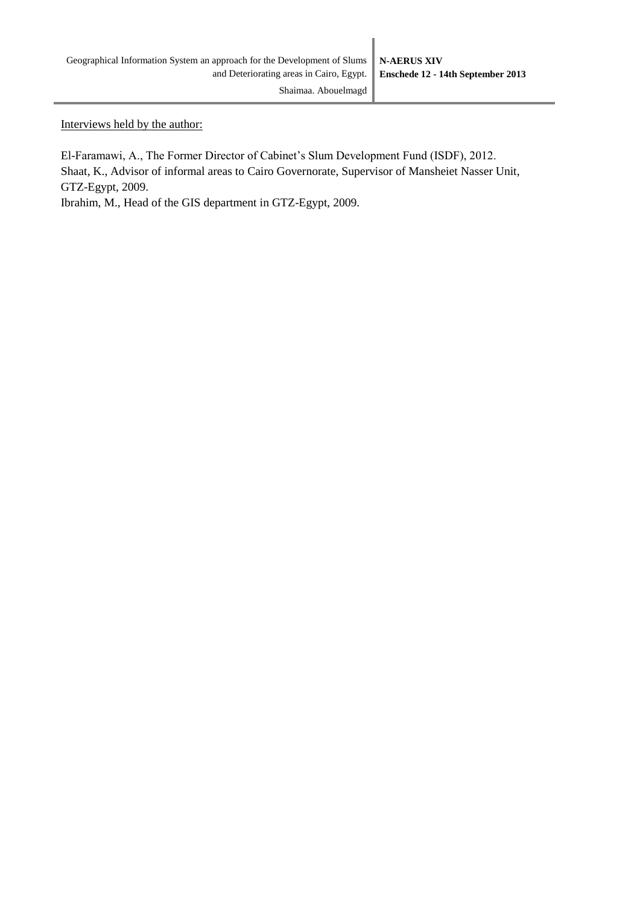Interviews held by the author:

El-Faramawi, A., The Former Director of Cabinet's Slum Development Fund (ISDF), 2012.
Shaat, K., Advisor of informal areas to Cairo Governorate, Supervisor of Mansheiet Nasser Unit, GTZ-Egypt, 2009.
Ibrahim, M., Head of the GIS department in GTZ-Egypt, 2009.